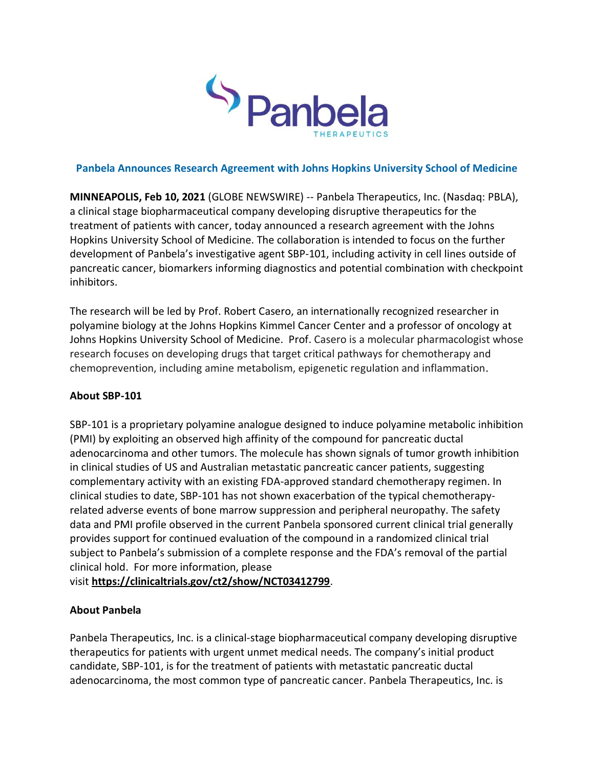## Panbela Announces Research Agreement with Johns Hopkins University School of Medicine

**MINNEAPOLIS, Feb 10, 2021** (GLOBE NEWSWIRE) -- Panbela Therapeutics, Inc. (Nasdaq: PBLA), a clinical stage biopharmaceutical company developing disruptive therapeutics for the treatment of patients with cancer, today announced a research agreement with the Johns Hopkins University School of Medicine. The collaboration is intended to focus on the further development of Panbela's investigative agent SBP-101, including activity in cell lines outside of pancreatic cancer, biomarkers informing diagnostics and potential combination with checkpoint inhibitors.

The research will be led by Prof. Robert Casero, an internationally recognized researcher in polyamine biology at the Johns Hopkins Kimmel Cancer Center and a professor of oncology at Johns Hopkins University School of Medicine. Prof. Casero is a molecular pharmacologist whose research focuses on developing drugs that target critical pathways for chemotherapy and chemoprevention, including amine metabolism, epigenetic regulation and inflammation.

### About SBP-101

SBP-101 is a proprietary polyamine analogue designed to induce polyamine metabolic inhibition (PMI) by exploiting an observed high affinity of the compound for pancreatic ductal adenocarcinoma and other tumors. The molecule has shown signals of tumor growth inhibition in clinical studies of US and Australian metastatic pancreatic cancer patients, suggesting complementary activity with an existing FDA-approved standard chemotherapy regimen. In clinical studies to date, SBP-101 has not shown exacerbation of the typical chemotherapy-related adverse events of bone marrow suppression and peripheral neuropathy. The safety data and PMI profile observed in the current Panbela sponsored current clinical trial generally provides support for continued evaluation of the compound in a randomized clinical trial subject to Panbela's submission of a complete response and the FDA's removal of the partial clinical hold. For more information, please visit **https://clinicaltrials.gov/ct2/show/NCT03412799**.

### About Panbela

Panbela Therapeutics, Inc. is a clinical-stage biopharmaceutical company developing disruptive therapeutics for patients with urgent unmet medical needs. The company's initial product candidate, SBP-101, is for the treatment of patients with metastatic pancreatic ductal adenocarcinoma, the most common type of pancreatic cancer. Panbela Therapeutics, Inc. is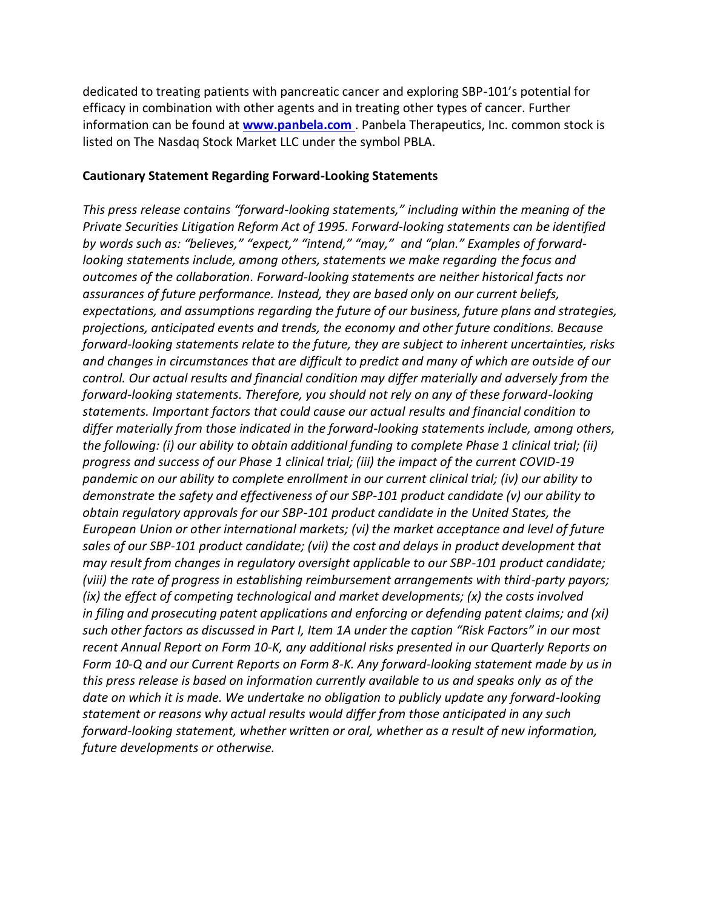dedicated to treating patients with pancreatic cancer and exploring SBP-101's potential for efficacy in combination with other agents and in treating other types of cancer. Further information can be found at **[www.panbela.com](http://www.panbela.com)** . Panbela Therapeutics, Inc. common stock is listed on The Nasdaq Stock Market LLC under the symbol PBLA.

**Cautionary Statement Regarding Forward-Looking Statements**

*This press release contains "forward-looking statements," including within the meaning of the Private Securities Litigation Reform Act of 1995. Forward-looking statements can be identified by words such as: "believes," "expect," "intend," "may," and "plan." Examples of forward-looking statements include, among others, statements we make regarding the focus and outcomes of the collaboration. Forward-looking statements are neither historical facts nor assurances of future performance. Instead, they are based only on our current beliefs, expectations, and assumptions regarding the future of our business, future plans and strategies, projections, anticipated events and trends, the economy and other future conditions. Because forward-looking statements relate to the future, they are subject to inherent uncertainties, risks and changes in circumstances that are difficult to predict and many of which are outside of our control. Our actual results and financial condition may differ materially and adversely from the forward-looking statements. Therefore, you should not rely on any of these forward-looking statements. Important factors that could cause our actual results and financial condition to differ materially from those indicated in the forward-looking statements include, among others, the following: (i) our ability to obtain additional funding to complete Phase 1 clinical trial; (ii) progress and success of our Phase 1 clinical trial; (iii) the impact of the current COVID-19 pandemic on our ability to complete enrollment in our current clinical trial; (iv) our ability to demonstrate the safety and effectiveness of our SBP-101 product candidate (v) our ability to obtain regulatory approvals for our SBP-101 product candidate in the United States, the European Union or other international markets; (vi) the market acceptance and level of future sales of our SBP-101 product candidate; (vii) the cost and delays in product development that may result from changes in regulatory oversight applicable to our SBP-101 product candidate; (viii) the rate of progress in establishing reimbursement arrangements with third-party payors; (ix) the effect of competing technological and market developments; (x) the costs involved in filing and prosecuting patent applications and enforcing or defending patent claims; and (xi) such other factors as discussed in Part I, Item 1A under the caption "Risk Factors" in our most recent Annual Report on Form 10-K, any additional risks presented in our Quarterly Reports on Form 10-Q and our Current Reports on Form 8-K. Any forward-looking statement made by us in this press release is based on information currently available to us and speaks only as of the date on which it is made. We undertake no obligation to publicly update any forward-looking statement or reasons why actual results would differ from those anticipated in any such forward-looking statement, whether written or oral, whether as a result of new information, future developments or otherwise.*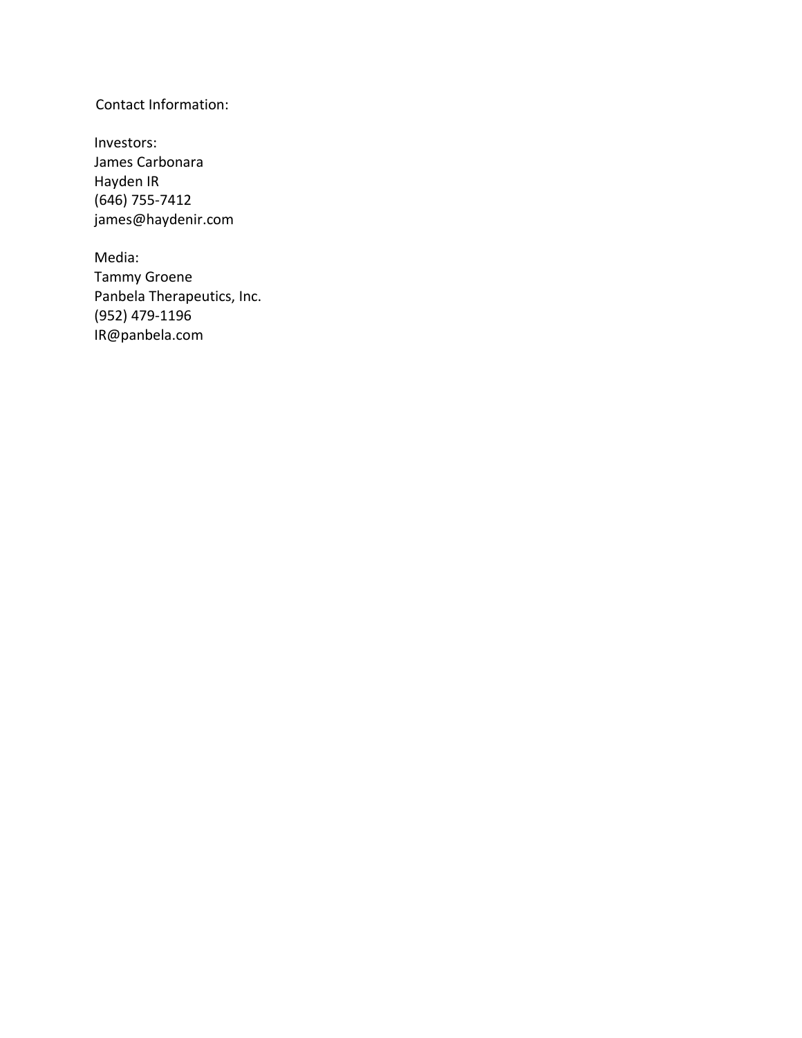Contact Information:

Investors:
James Carbonara
Hayden IR
(646) 755-7412
james@haydenir.com

Media:
Tammy Groene
Panbela Therapeutics, Inc.
(952) 479-1196
IR@panbela.com